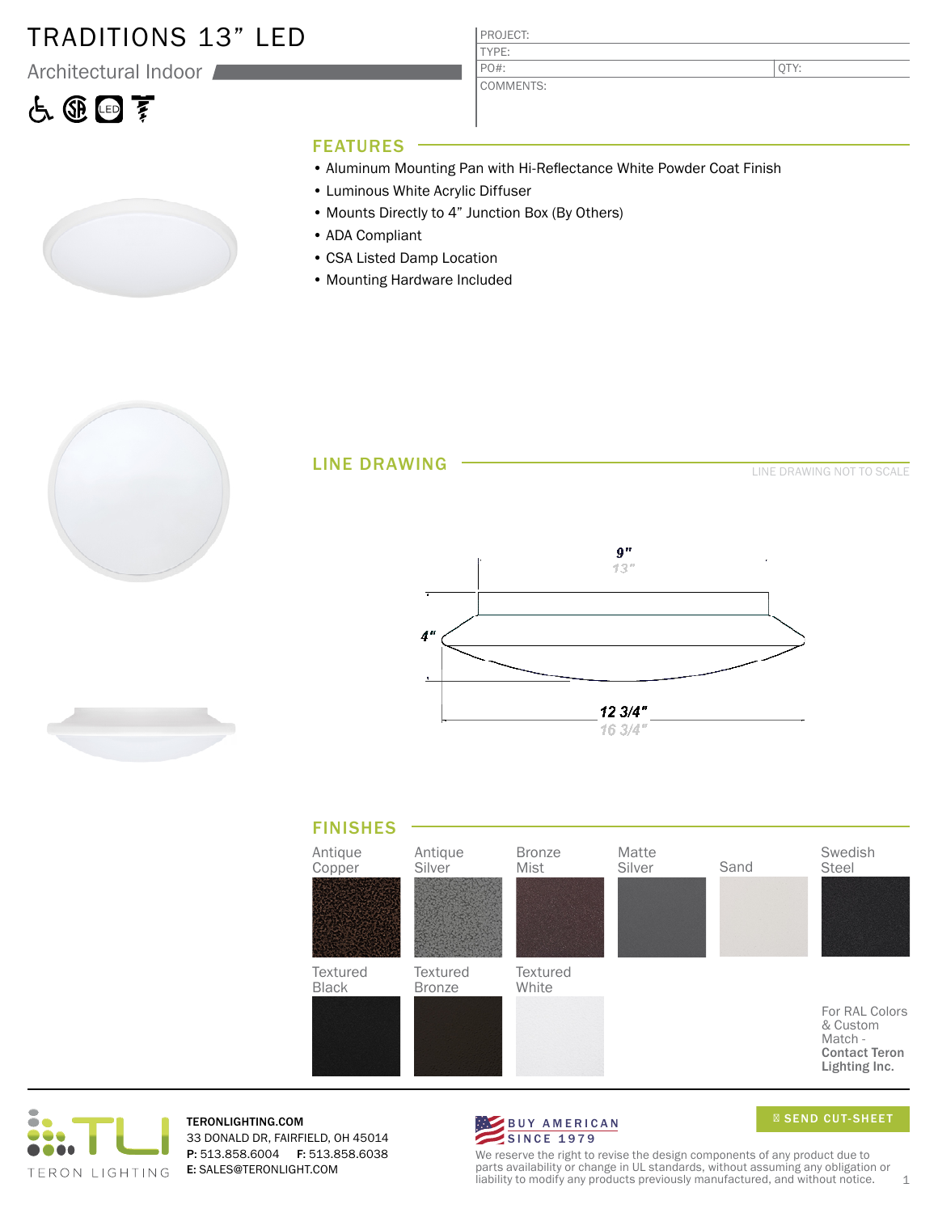# TRADITIONS 13" LED

Architectural Indoor

| PROJECT: | |
|---|---|
| TYPE: | |
| PO#: | QTY: |
| COMMENTS: | |

## FEATURES

- Aluminum Mounting Pan with Hi-Reflectance White Powder Coat Finish
- Luminous White Acrylic Diffuser
- Mounts Directly to 4" Junction Box (By Others)
- ADA Compliant
- CSA Listed Damp Location
- Mounting Hardware Included

## LINE DRAWING

LINE DRAWING NOT TO SCALE

9"
13"

4"

12 3/4"
16 3/4"

## FINISHES

| Antique Copper | Antique Silver | Bronze Mist | Matte Silver | Sand | Swedish Steel |
|---|---|---|---|---|---|
| Textured Black | Textured Bronze | Textured White | | | |

For RAL Colors & Custom Match - **Contact Teron Lighting Inc.**

TERON LIGHTING

**TERONLIGHTING.COM**
33 DONALD DR, FAIRFIELD, OH 45014
**P:** 513.858.6004 **F:** 513.858.6038
**E:** SALES@TERONLIGHT.COM

BUY AMERICAN SINCE 1979

SEND CUT-SHEET

We reserve the right to revise the design components of any product due to parts availability or change in UL standards, without assuming any obligation or liability to modify any products previously manufactured, and without notice.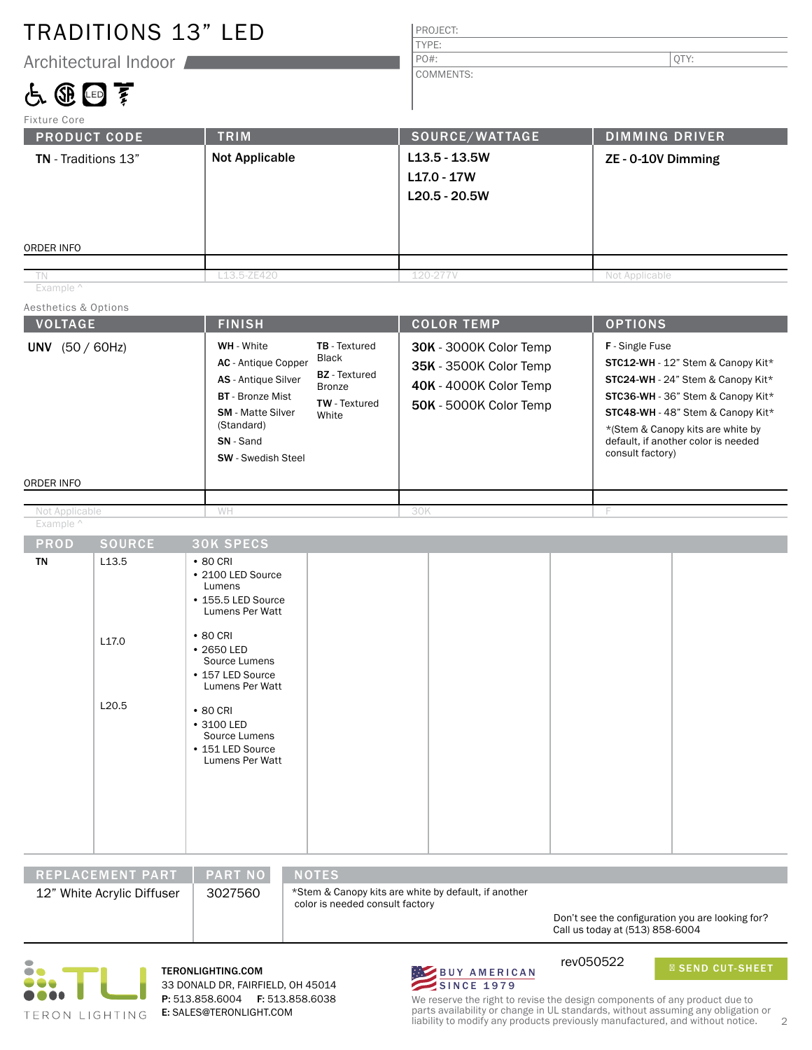# TRADITIONS 13" LED

Architectural Indoor

| PROJECT: | |
|---|---|
| TYPE: | |
| PO#: | QTY: |
| COMMENTS: | |

Fixture Core

| PRODUCT CODE | TRIM | SOURCE/WATTAGE | DIMMING DRIVER |
|---|---|---|---|
| **TN** - Traditions 13" | **Not Applicable** | **L13.5 - 13.5W**<br>**L17.0 - 17W**<br>**L20.5 - 20.5W** | **ZE - 0-10V Dimming** |
| ORDER INFO | | | |
| TN | L13.5-ZE420 | 120-277V | Not Applicable |

Example ^

Aesthetics & Options

| VOLTAGE | FINISH | COLOR TEMP | OPTIONS |
|---|---|---|---|
| **UNV** (50 / 60Hz) | **WH** - White<br>**AC** - Antique Copper<br>**AS** - Antique Silver<br>**BT** - Bronze Mist<br>**SM** - Matte Silver (Standard)<br>**SN** - Sand<br>**SW** - Swedish Steel<br>**TB** - Textured Black<br>**BZ** - Textured Bronze<br>**TW** - Textured White | **30K** - 3000K Color Temp<br>**35K** - 3500K Color Temp<br>**40K** - 4000K Color Temp<br>**50K** - 5000K Color Temp | **F** - Single Fuse<br>**STC12-WH** - 12" Stem & Canopy Kit*<br>**STC24-WH** - 24" Stem & Canopy Kit*<br>**STC36-WH** - 36" Stem & Canopy Kit*<br>**STC48-WH** - 48" Stem & Canopy Kit*<br>*(Stem & Canopy kits are white by default, if another color is needed consult factory) |
| ORDER INFO | | | |
| Not Applicable | WH | 30K | F |

Example ^

| PROD | SOURCE | 30K SPECS |
|---|---|---|
| **TN** | L13.5 | • 80 CRI<br>• 2100 LED Source Lumens<br>• 155.5 LED Source Lumens Per Watt |
| | L17.0 | • 80 CRI<br>• 2650 LED Source Lumens<br>• 157 LED Source Lumens Per Watt |
| | L20.5 | • 80 CRI<br>• 3100 LED Source Lumens<br>• 151 LED Source Lumens Per Watt |

| REPLACEMENT PART | PART NO | NOTES |
|---|---|---|
| 12" White Acrylic Diffuser | 3027560 | *Stem & Canopy kits are white by default, if another color is needed consult factory |

Don't see the configuration you are looking for? Call us today at (513) 858-6004

TERON LIGHTING

TERONLIGHTING.COM
33 DONALD DR, FAIRFIELD, OH 45014
**P:** 513.858.6004 **F:** 513.858.6038
**E:** SALES@TERONLIGHT.COM

BUY AMERICAN SINCE 1979

rev050522

SEND CUT-SHEET

We reserve the right to revise the design components of any product due to parts availability or change in UL standards, without assuming any obligation or liability to modify any products previously manufactured, and without notice.